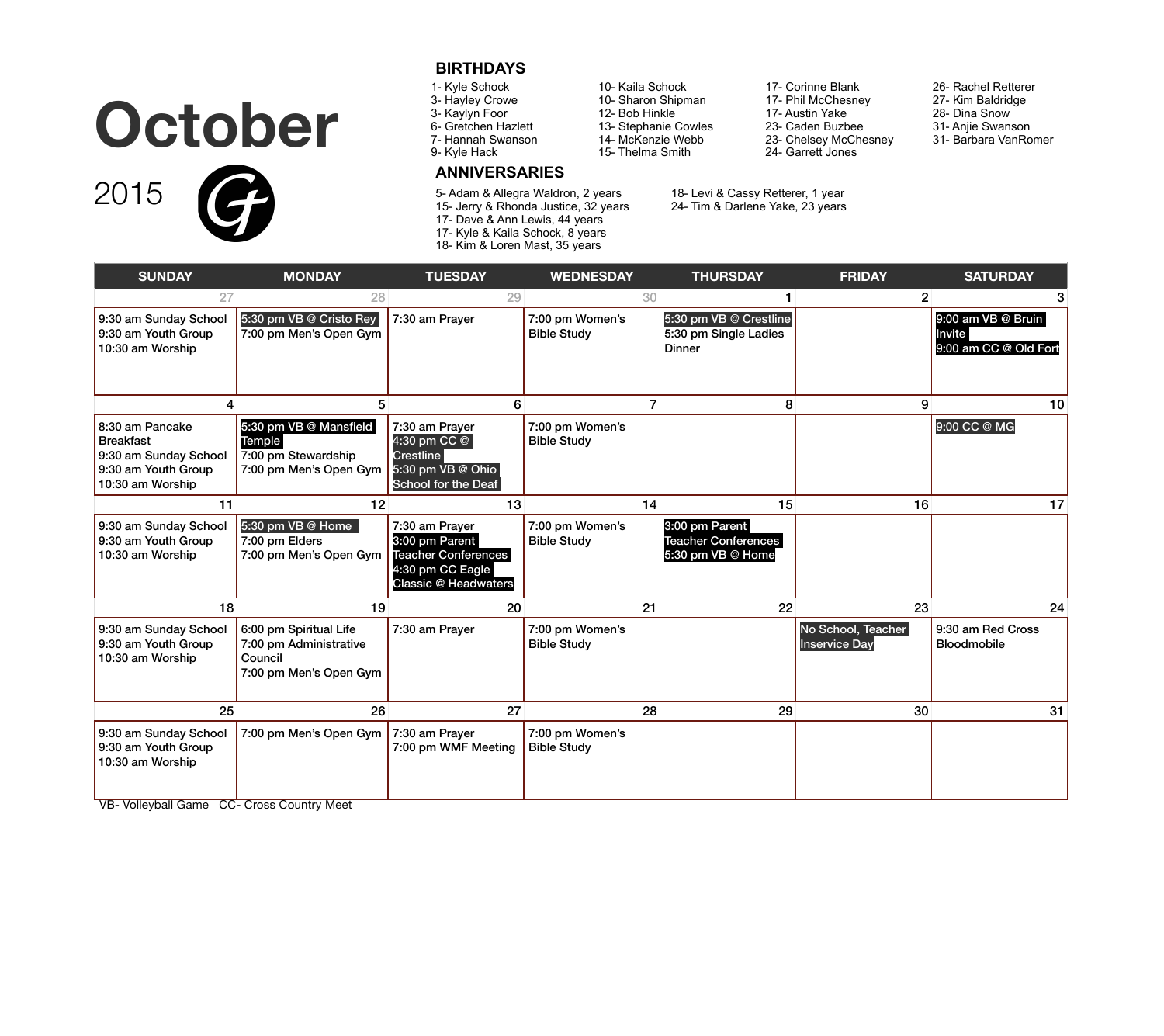# October

2015

## BIRTHDAYS

1- Kyle Schock
3- Hayley Crowe
3- Kaylyn Foor
6- Gretchen Hazlett
7- Hannah Swanson
9- Kyle Hack
10- Kaila Schock
10- Sharon Shipman
12- Bob Hinkle
13- Stephanie Cowles
14- McKenzie Webb
15- Thelma Smith
17- Corinne Blank
17- Phil McChesney
17- Austin Yake
23- Caden Buzbee
23- Chelsey McChesney
24- Garrett Jones
26- Rachel Retterer
27- Kim Baldridge
28- Dina Snow
31- Anjie Swanson
31- Barbara VanRomer

## ANNIVERSARIES

5- Adam & Allegra Waldron, 2 years
15- Jerry & Rhonda Justice, 32 years
17- Dave & Ann Lewis, 44 years
17- Kyle & Kaila Schock, 8 years
18- Kim & Loren Mast, 35 years
18- Levi & Cassy Retterer, 1 year
24- Tim & Darlene Yake, 23 years

| SUNDAY | MONDAY | TUESDAY | WEDNESDAY | THURSDAY | FRIDAY | SATURDAY |
|---|---|---|---|---|---|---|
| 27 | 28 | 29 | 30 | 1 | 2 | 3 |
| 9:30 am Sunday School<br>9:30 am Youth Group<br>10:30 am Worship | 5:30 pm VB @ Cristo Rey<br>7:00 pm Men's Open Gym | 7:30 am Prayer | 7:00 pm Women's Bible Study | 5:30 pm VB @ Crestline<br>5:30 pm Single Ladies Dinner | | 9:00 am VB @ Bruin Invite<br>9:00 am CC @ Old Fort |
| 4 | 5 | 6 | 7 | 8 | 9 | 10 |
| 8:30 am Pancake Breakfast<br>9:30 am Sunday School<br>9:30 am Youth Group<br>10:30 am Worship | 5:30 pm VB @ Mansfield Temple<br>7:00 pm Stewardship<br>7:00 pm Men's Open Gym | 7:30 am Prayer<br>4:30 pm CC @ Crestline<br>5:30 pm VB @ Ohio School for the Deaf | 7:00 pm Women's Bible Study | | | 9:00 CC @ MG |
| 11 | 12 | 13 | 14 | 15 | 16 | 17 |
| 9:30 am Sunday School<br>9:30 am Youth Group<br>10:30 am Worship | 5:30 pm VB @ Home<br>7:00 pm Elders<br>7:00 pm Men's Open Gym | 7:30 am Prayer<br>3:00 pm Parent Teacher Conferences<br>4:30 pm CC Eagle Classic @ Headwaters | 7:00 pm Women's Bible Study | 3:00 pm Parent Teacher Conferences<br>5:30 pm VB @ Home | | |
| 18 | 19 | 20 | 21 | 22 | 23 | 24 |
| 9:30 am Sunday School<br>9:30 am Youth Group<br>10:30 am Worship | 6:00 pm Spiritual Life<br>7:00 pm Administrative Council<br>7:00 pm Men's Open Gym | 7:30 am Prayer | 7:00 pm Women's Bible Study | | No School, Teacher Inservice Day | 9:30 am Red Cross Bloodmobile |
| 25 | 26 | 27 | 28 | 29 | 30 | 31 |
| 9:30 am Sunday School<br>9:30 am Youth Group<br>10:30 am Worship | 7:00 pm Men's Open Gym | 7:30 am Prayer<br>7:00 pm WMF Meeting | 7:00 pm Women's Bible Study | | | |

VB- Volleyball Game CC- Cross Country Meet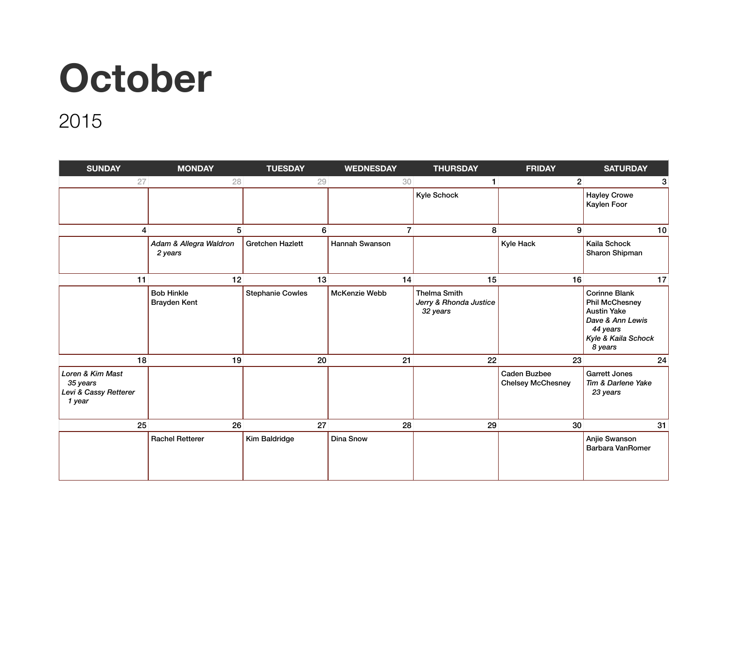# October

2015

| SUNDAY | MONDAY | TUESDAY | WEDNESDAY | THURSDAY | FRIDAY | SATURDAY |
|---|---|---|---|---|---|---|
| 27 | 28 | 29 | 30 | 1 | 2 | 3 |
| | | | | Kyle Schock | | Hayley Crowe<br>Kaylen Foor |
| 4 | 5 | 6 | 7 | 8 | 9 | 10 |
| | *Adam & Allegra Waldron*<br>*2 years* | Gretchen Hazlett | Hannah Swanson | | Kyle Hack | Kaila Schock<br>Sharon Shipman |
| 11 | 12 | 13 | 14 | 15 | 16 | 17 |
| | Bob Hinkle<br>Brayden Kent | Stephanie Cowles | McKenzie Webb | Thelma Smith<br>*Jerry & Rhonda Justice*<br>*32 years* | | Corinne Blank<br>Phil McChesney<br>Austin Yake<br>*Dave & Ann Lewis*<br>*44 years*<br>*Kyle & Kaila Schock*<br>*8 years* |
| 18 | 19 | 20 | 21 | 22 | 23 | 24 |
| *Loren & Kim Mast*<br>*35 years*<br>*Levi & Cassy Retterer*<br>*1 year* | | | | | Caden Buzbee<br>Chelsey McChesney | Garrett Jones<br>*Tim & Darlene Yake*<br>*23 years* |
| 25 | 26 | 27 | 28 | 29 | 30 | 31 |
| | Rachel Retterer | Kim Baldridge | Dina Snow | | | Anjie Swanson<br>Barbara VanRomer |